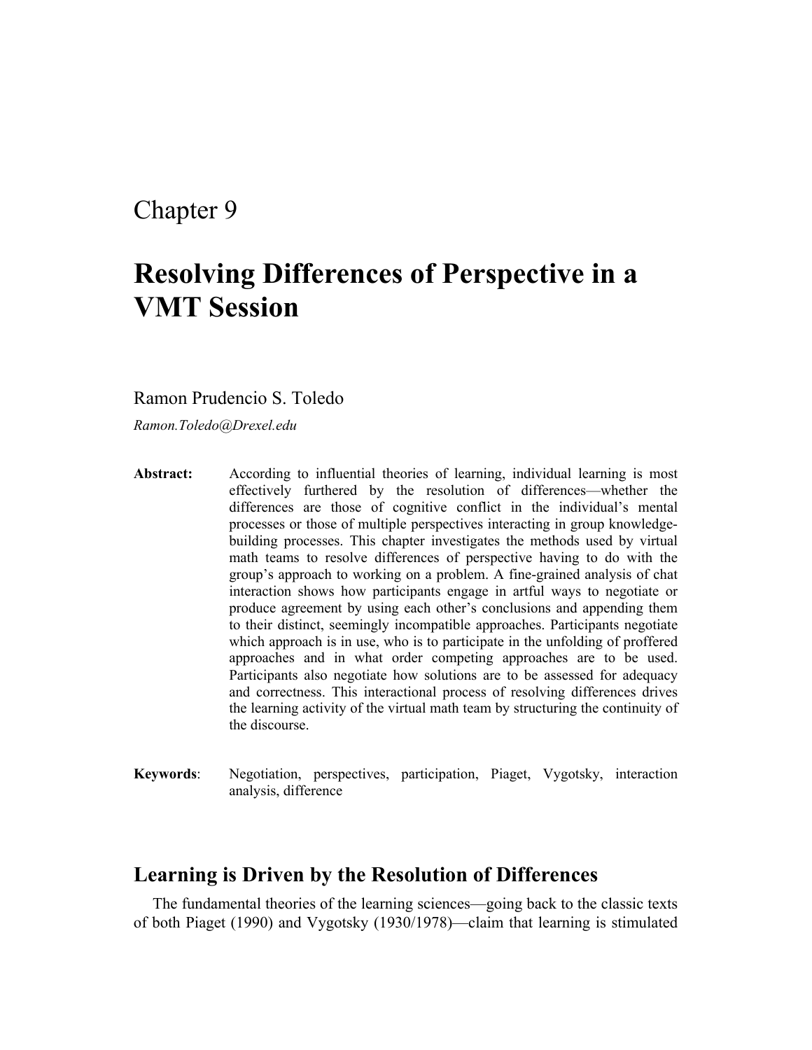# Chapter 9

# Resolving Differences of Perspective in a VMT Session

Ramon Prudencio S. Toledo

*Ramon.Toledo@Drexel.edu*

**Abstract:** According to influential theories of learning, individual learning is most effectively furthered by the resolution of differences—whether the differences are those of cognitive conflict in the individual's mental processes or those of multiple perspectives interacting in group knowledge-building processes. This chapter investigates the methods used by virtual math teams to resolve differences of perspective having to do with the group's approach to working on a problem. A fine-grained analysis of chat interaction shows how participants engage in artful ways to negotiate or produce agreement by using each other's conclusions and appending them to their distinct, seemingly incompatible approaches. Participants negotiate which approach is in use, who is to participate in the unfolding of proffered approaches and in what order competing approaches are to be used. Participants also negotiate how solutions are to be assessed for adequacy and correctness. This interactional process of resolving differences drives the learning activity of the virtual math team by structuring the continuity of the discourse.

**Keywords**: Negotiation, perspectives, participation, Piaget, Vygotsky, interaction analysis, difference

## Learning is Driven by the Resolution of Differences

The fundamental theories of the learning sciences—going back to the classic texts of both Piaget (1990) and Vygotsky (1930/1978)—claim that learning is stimulated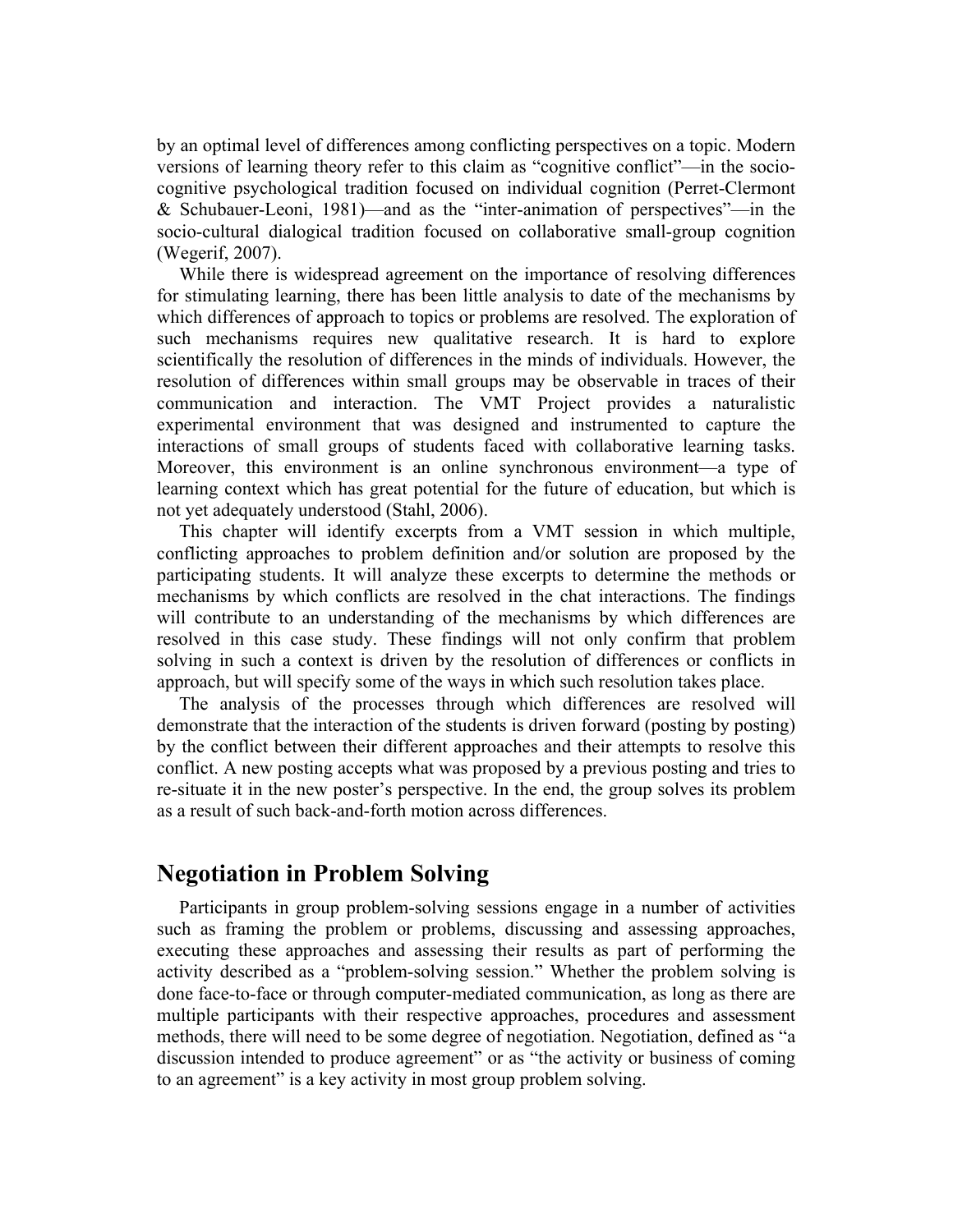by an optimal level of differences among conflicting perspectives on a topic. Modern versions of learning theory refer to this claim as "cognitive conflict"—in the socio-cognitive psychological tradition focused on individual cognition (Perret-Clermont & Schubauer-Leoni, 1981)—and as the "inter-animation of perspectives"—in the socio-cultural dialogical tradition focused on collaborative small-group cognition (Wegerif, 2007).

While there is widespread agreement on the importance of resolving differences for stimulating learning, there has been little analysis to date of the mechanisms by which differences of approach to topics or problems are resolved. The exploration of such mechanisms requires new qualitative research. It is hard to explore scientifically the resolution of differences in the minds of individuals. However, the resolution of differences within small groups may be observable in traces of their communication and interaction. The VMT Project provides a naturalistic experimental environment that was designed and instrumented to capture the interactions of small groups of students faced with collaborative learning tasks. Moreover, this environment is an online synchronous environment—a type of learning context which has great potential for the future of education, but which is not yet adequately understood (Stahl, 2006).

This chapter will identify excerpts from a VMT session in which multiple, conflicting approaches to problem definition and/or solution are proposed by the participating students. It will analyze these excerpts to determine the methods or mechanisms by which conflicts are resolved in the chat interactions. The findings will contribute to an understanding of the mechanisms by which differences are resolved in this case study. These findings will not only confirm that problem solving in such a context is driven by the resolution of differences or conflicts in approach, but will specify some of the ways in which such resolution takes place.

The analysis of the processes through which differences are resolved will demonstrate that the interaction of the students is driven forward (posting by posting) by the conflict between their different approaches and their attempts to resolve this conflict. A new posting accepts what was proposed by a previous posting and tries to re-situate it in the new poster's perspective. In the end, the group solves its problem as a result of such back-and-forth motion across differences.

## Negotiation in Problem Solving

Participants in group problem-solving sessions engage in a number of activities such as framing the problem or problems, discussing and assessing approaches, executing these approaches and assessing their results as part of performing the activity described as a "problem-solving session." Whether the problem solving is done face-to-face or through computer-mediated communication, as long as there are multiple participants with their respective approaches, procedures and assessment methods, there will need to be some degree of negotiation. Negotiation, defined as "a discussion intended to produce agreement" or as "the activity or business of coming to an agreement" is a key activity in most group problem solving.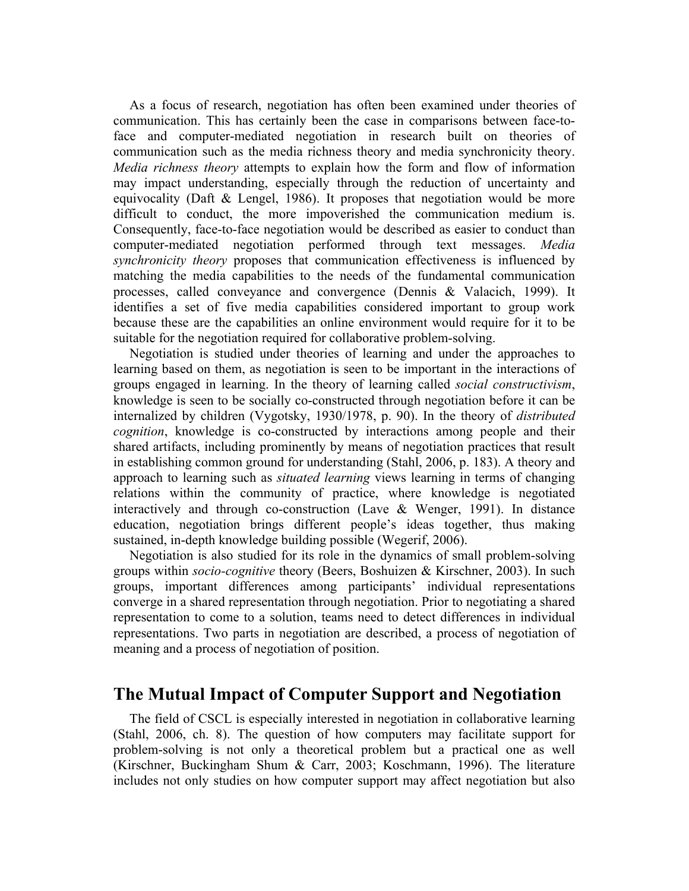As a focus of research, negotiation has often been examined under theories of communication. This has certainly been the case in comparisons between face-to-face and computer-mediated negotiation in research built on theories of communication such as the media richness theory and media synchronicity theory. *Media richness theory* attempts to explain how the form and flow of information may impact understanding, especially through the reduction of uncertainty and equivocality (Daft & Lengel, 1986). It proposes that negotiation would be more difficult to conduct, the more impoverished the communication medium is. Consequently, face-to-face negotiation would be described as easier to conduct than computer-mediated negotiation performed through text messages. *Media synchronicity theory* proposes that communication effectiveness is influenced by matching the media capabilities to the needs of the fundamental communication processes, called conveyance and convergence (Dennis & Valacich, 1999). It identifies a set of five media capabilities considered important to group work because these are the capabilities an online environment would require for it to be suitable for the negotiation required for collaborative problem-solving.

Negotiation is studied under theories of learning and under the approaches to learning based on them, as negotiation is seen to be important in the interactions of groups engaged in learning. In the theory of learning called *social constructivism*, knowledge is seen to be socially co-constructed through negotiation before it can be internalized by children (Vygotsky, 1930/1978, p. 90). In the theory of *distributed cognition*, knowledge is co-constructed by interactions among people and their shared artifacts, including prominently by means of negotiation practices that result in establishing common ground for understanding (Stahl, 2006, p. 183). A theory and approach to learning such as *situated learning* views learning in terms of changing relations within the community of practice, where knowledge is negotiated interactively and through co-construction (Lave & Wenger, 1991). In distance education, negotiation brings different people's ideas together, thus making sustained, in-depth knowledge building possible (Wegerif, 2006).

Negotiation is also studied for its role in the dynamics of small problem-solving groups within *socio-cognitive* theory (Beers, Boshuizen & Kirschner, 2003). In such groups, important differences among participants' individual representations converge in a shared representation through negotiation. Prior to negotiating a shared representation to come to a solution, teams need to detect differences in individual representations. Two parts in negotiation are described, a process of negotiation of meaning and a process of negotiation of position.

## The Mutual Impact of Computer Support and Negotiation

The field of CSCL is especially interested in negotiation in collaborative learning (Stahl, 2006, ch. 8). The question of how computers may facilitate support for problem-solving is not only a theoretical problem but a practical one as well (Kirschner, Buckingham Shum & Carr, 2003; Koschmann, 1996). The literature includes not only studies on how computer support may affect negotiation but also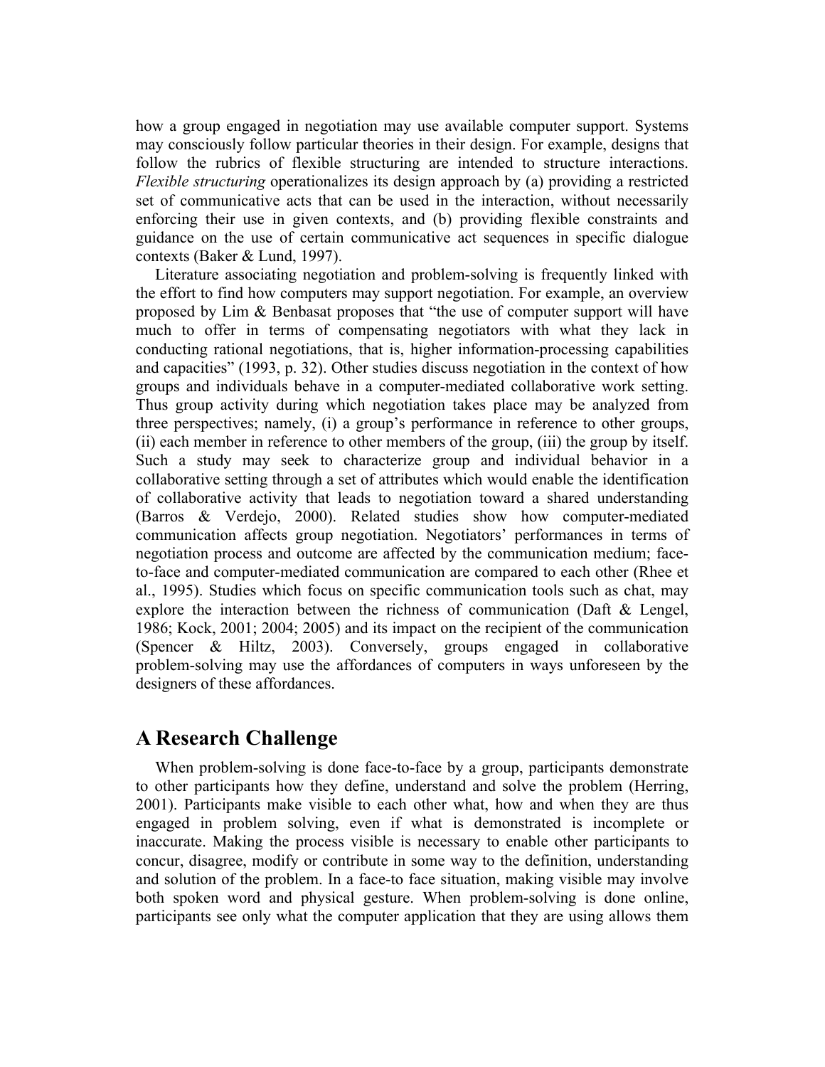how a group engaged in negotiation may use available computer support. Systems may consciously follow particular theories in their design. For example, designs that follow the rubrics of flexible structuring are intended to structure interactions. *Flexible structuring* operationalizes its design approach by (a) providing a restricted set of communicative acts that can be used in the interaction, without necessarily enforcing their use in given contexts, and (b) providing flexible constraints and guidance on the use of certain communicative act sequences in specific dialogue contexts (Baker & Lund, 1997).

Literature associating negotiation and problem-solving is frequently linked with the effort to find how computers may support negotiation. For example, an overview proposed by Lim & Benbasat proposes that "the use of computer support will have much to offer in terms of compensating negotiators with what they lack in conducting rational negotiations, that is, higher information-processing capabilities and capacities" (1993, p. 32). Other studies discuss negotiation in the context of how groups and individuals behave in a computer-mediated collaborative work setting. Thus group activity during which negotiation takes place may be analyzed from three perspectives; namely, (i) a group's performance in reference to other groups, (ii) each member in reference to other members of the group, (iii) the group by itself. Such a study may seek to characterize group and individual behavior in a collaborative setting through a set of attributes which would enable the identification of collaborative activity that leads to negotiation toward a shared understanding (Barros & Verdejo, 2000). Related studies show how computer-mediated communication affects group negotiation. Negotiators' performances in terms of negotiation process and outcome are affected by the communication medium; face-to-face and computer-mediated communication are compared to each other (Rhee et al., 1995). Studies which focus on specific communication tools such as chat, may explore the interaction between the richness of communication (Daft & Lengel, 1986; Kock, 2001; 2004; 2005) and its impact on the recipient of the communication (Spencer & Hiltz, 2003). Conversely, groups engaged in collaborative problem-solving may use the affordances of computers in ways unforeseen by the designers of these affordances.

## A Research Challenge

When problem-solving is done face-to-face by a group, participants demonstrate to other participants how they define, understand and solve the problem (Herring, 2001). Participants make visible to each other what, how and when they are thus engaged in problem solving, even if what is demonstrated is incomplete or inaccurate. Making the process visible is necessary to enable other participants to concur, disagree, modify or contribute in some way to the definition, understanding and solution of the problem. In a face-to face situation, making visible may involve both spoken word and physical gesture. When problem-solving is done online, participants see only what the computer application that they are using allows them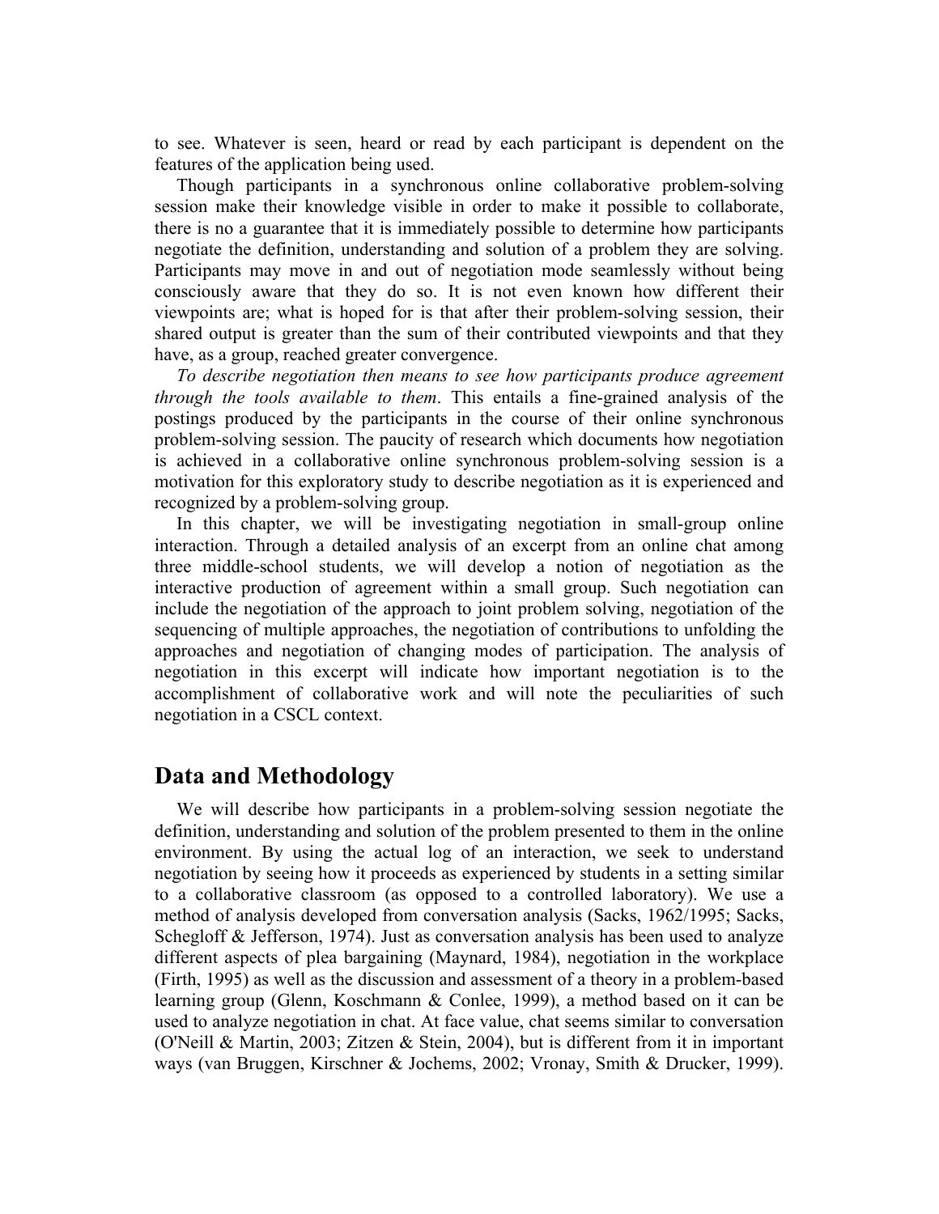to see. Whatever is seen, heard or read by each participant is dependent on the features of the application being used.

Though participants in a synchronous online collaborative problem-solving session make their knowledge visible in order to make it possible to collaborate, there is no a guarantee that it is immediately possible to determine how participants negotiate the definition, understanding and solution of a problem they are solving. Participants may move in and out of negotiation mode seamlessly without being consciously aware that they do so. It is not even known how different their viewpoints are; what is hoped for is that after their problem-solving session, their shared output is greater than the sum of their contributed viewpoints and that they have, as a group, reached greater convergence.

*To describe negotiation then means to see how participants produce agreement through the tools available to them*. This entails a fine-grained analysis of the postings produced by the participants in the course of their online synchronous problem-solving session. The paucity of research which documents how negotiation is achieved in a collaborative online synchronous problem-solving session is a motivation for this exploratory study to describe negotiation as it is experienced and recognized by a problem-solving group.

In this chapter, we will be investigating negotiation in small-group online interaction. Through a detailed analysis of an excerpt from an online chat among three middle-school students, we will develop a notion of negotiation as the interactive production of agreement within a small group. Such negotiation can include the negotiation of the approach to joint problem solving, negotiation of the sequencing of multiple approaches, the negotiation of contributions to unfolding the approaches and negotiation of changing modes of participation. The analysis of negotiation in this excerpt will indicate how important negotiation is to the accomplishment of collaborative work and will note the peculiarities of such negotiation in a CSCL context.

## Data and Methodology

We will describe how participants in a problem-solving session negotiate the definition, understanding and solution of the problem presented to them in the online environment. By using the actual log of an interaction, we seek to understand negotiation by seeing how it proceeds as experienced by students in a setting similar to a collaborative classroom (as opposed to a controlled laboratory). We use a method of analysis developed from conversation analysis (Sacks, 1962/1995; Sacks, Schegloff & Jefferson, 1974). Just as conversation analysis has been used to analyze different aspects of plea bargaining (Maynard, 1984), negotiation in the workplace (Firth, 1995) as well as the discussion and assessment of a theory in a problem-based learning group (Glenn, Koschmann & Conlee, 1999), a method based on it can be used to analyze negotiation in chat. At face value, chat seems similar to conversation (O'Neill & Martin, 2003; Zitzen & Stein, 2004), but is different from it in important ways (van Bruggen, Kirschner & Jochems, 2002; Vronay, Smith & Drucker, 1999).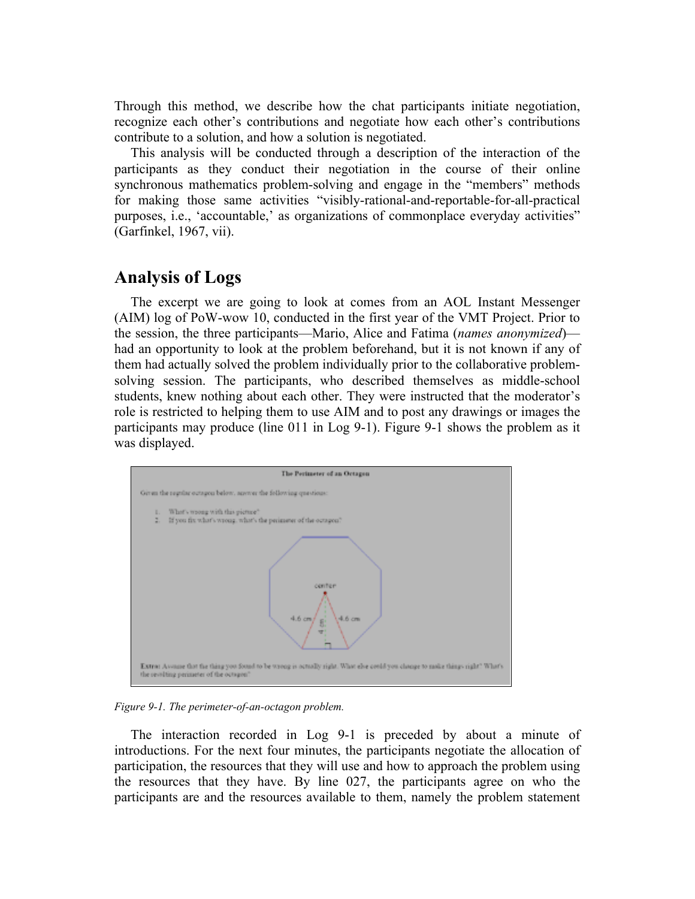Through this method, we describe how the chat participants initiate negotiation, recognize each other's contributions and negotiate how each other's contributions contribute to a solution, and how a solution is negotiated.

This analysis will be conducted through a description of the interaction of the participants as they conduct their negotiation in the course of their online synchronous mathematics problem-solving and engage in the "members" methods for making those same activities "visibly-rational-and-reportable-for-all-practical purposes, i.e., 'accountable,' as organizations of commonplace everyday activities" (Garfinkel, 1967, vii).

## Analysis of Logs

The excerpt we are going to look at comes from an AOL Instant Messenger (AIM) log of PoW-wow 10, conducted in the first year of the VMT Project. Prior to the session, the three participants—Mario, Alice and Fatima (*names anonymized*)—had an opportunity to look at the problem beforehand, but it is not known if any of them had actually solved the problem individually prior to the collaborative problem-solving session. The participants, who described themselves as middle-school students, knew nothing about each other. They were instructed that the moderator's role is restricted to helping them to use AIM and to post any drawings or images the participants may produce (line 011 in Log 9-1). Figure 9-1 shows the problem as it was displayed.

*Figure 9-1. The perimeter-of-an-octagon problem.*

The interaction recorded in Log 9-1 is preceded by about a minute of introductions. For the next four minutes, the participants negotiate the allocation of participation, the resources that they will use and how to approach the problem using the resources that they have. By line 027, the participants agree on who the participants are and the resources available to them, namely the problem statement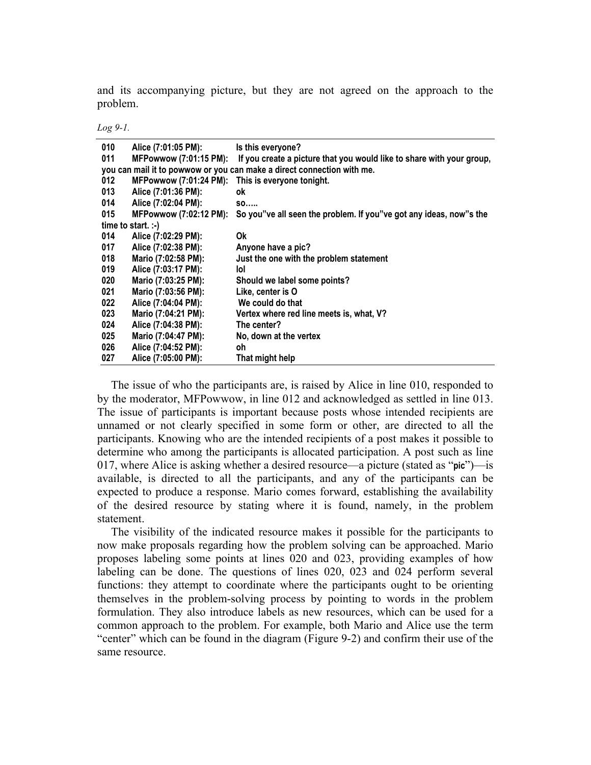and its accompanying picture, but they are not agreed on the approach to the problem.

*Log 9-1.*

| | | |
|---|---|---|
| 010 | Alice (7:01:05 PM): | Is this everyone? |
| 011 | MFPowwow (7:01:15 PM): | If you create a picture that you would like to share with your group, you can mail it to powwow or you can make a direct connection with me. |
| 012 | MFPowwow (7:01:24 PM): | This is everyone tonight. |
| 013 | Alice (7:01:36 PM): | ok |
| 014 | Alice (7:02:04 PM): | so….. |
| 015 | MFPowwow (7:02:12 PM): | So you"ve all seen the problem. If you"ve got any ideas, now"s the time to start. :-) |
| 014 | Alice (7:02:29 PM): | Ok |
| 017 | Alice (7:02:38 PM): | Anyone have a pic? |
| 018 | Mario (7:02:58 PM): | Just the one with the problem statement |
| 019 | Alice (7:03:17 PM): | lol |
| 020 | Mario (7:03:25 PM): | Should we label some points? |
| 021 | Mario (7:03:56 PM): | Like, center is O |
| 022 | Alice (7:04:04 PM): | We could do that |
| 023 | Mario (7:04:21 PM): | Vertex where red line meets is, what, V? |
| 024 | Alice (7:04:38 PM): | The center? |
| 025 | Mario (7:04:47 PM): | No, down at the vertex |
| 026 | Alice (7:04:52 PM): | oh |
| 027 | Alice (7:05:00 PM): | That might help |

The issue of who the participants are, is raised by Alice in line 010, responded to by the moderator, MFPowwow, in line 012 and acknowledged as settled in line 013. The issue of participants is important because posts whose intended recipients are unnamed or not clearly specified in some form or other, are directed to all the participants. Knowing who are the intended recipients of a post makes it possible to determine who among the participants is allocated participation. A post such as line 017, where Alice is asking whether a desired resource—a picture (stated as "pic")—is available, is directed to all the participants, and any of the participants can be expected to produce a response. Mario comes forward, establishing the availability of the desired resource by stating where it is found, namely, in the problem statement.

The visibility of the indicated resource makes it possible for the participants to now make proposals regarding how the problem solving can be approached. Mario proposes labeling some points at lines 020 and 023, providing examples of how labeling can be done. The questions of lines 020, 023 and 024 perform several functions: they attempt to coordinate where the participants ought to be orienting themselves in the problem-solving process by pointing to words in the problem formulation. They also introduce labels as new resources, which can be used for a common approach to the problem. For example, both Mario and Alice use the term "center" which can be found in the diagram (Figure 9-2) and confirm their use of the same resource.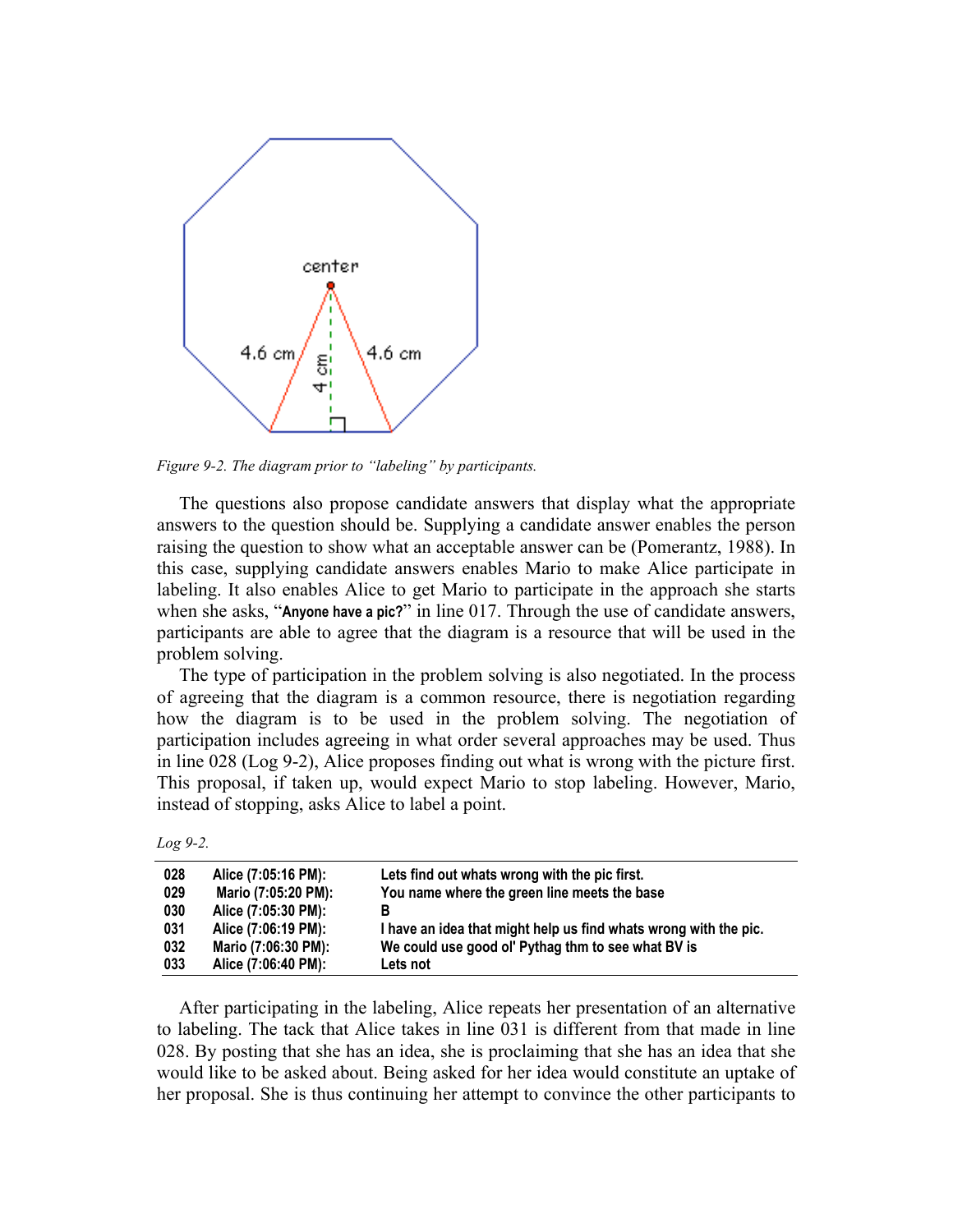*Figure 9-2. The diagram prior to "labeling" by participants.*

The questions also propose candidate answers that display what the appropriate answers to the question should be. Supplying a candidate answer enables the person raising the question to show what an acceptable answer can be (Pomerantz, 1988). In this case, supplying candidate answers enables Mario to make Alice participate in labeling. It also enables Alice to get Mario to participate in the approach she starts when she asks, "**Anyone have a pic?**" in line 017. Through the use of candidate answers, participants are able to agree that the diagram is a resource that will be used in the problem solving.

The type of participation in the problem solving is also negotiated. In the process of agreeing that the diagram is a common resource, there is negotiation regarding how the diagram is to be used in the problem solving. The negotiation of participation includes agreeing in what order several approaches may be used. Thus in line 028 (Log 9-2), Alice proposes finding out what is wrong with the picture first. This proposal, if taken up, would expect Mario to stop labeling. However, Mario, instead of stopping, asks Alice to label a point.

*Log 9-2.*

| | | |
|---|---|---|
| 028 | Alice (7:05:16 PM): | Lets find out whats wrong with the pic first. |
| 029 | Mario (7:05:20 PM): | You name where the green line meets the base |
| 030 | Alice (7:05:30 PM): | B |
| 031 | Alice (7:06:19 PM): | I have an idea that might help us find whats wrong with the pic. |
| 032 | Mario (7:06:30 PM): | We could use good ol' Pythag thm to see what BV is |
| 033 | Alice (7:06:40 PM): | Lets not |

After participating in the labeling, Alice repeats her presentation of an alternative to labeling. The tack that Alice takes in line 031 is different from that made in line 028. By posting that she has an idea, she is proclaiming that she has an idea that she would like to be asked about. Being asked for her idea would constitute an uptake of her proposal. She is thus continuing her attempt to convince the other participants to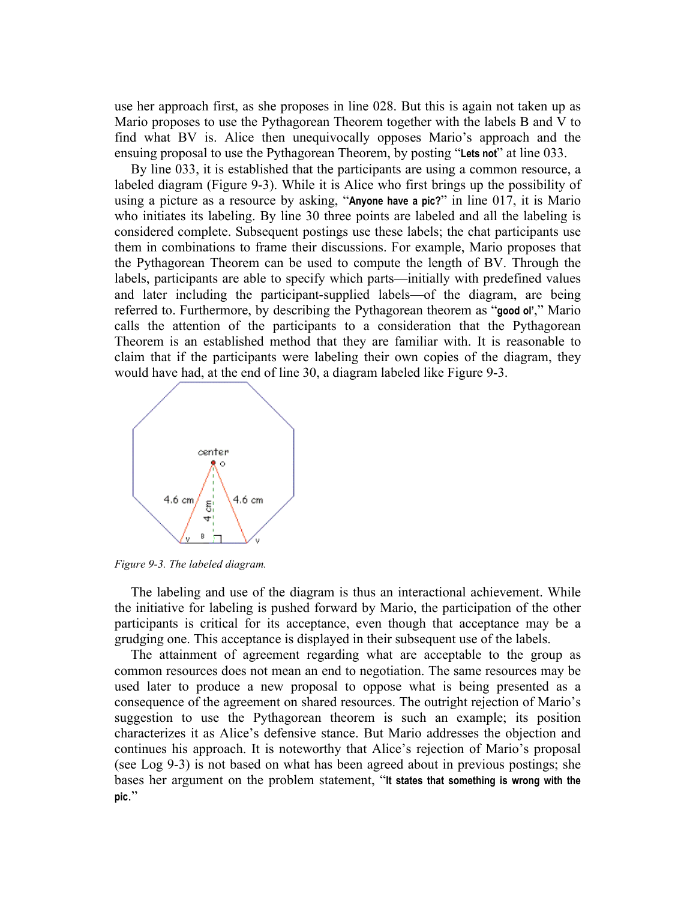use her approach first, as she proposes in line 028. But this is again not taken up as Mario proposes to use the Pythagorean Theorem together with the labels B and V to find what BV is. Alice then unequivocally opposes Mario's approach and the ensuing proposal to use the Pythagorean Theorem, by posting "**Lets not**" at line 033.

By line 033, it is established that the participants are using a common resource, a labeled diagram (Figure 9-3). While it is Alice who first brings up the possibility of using a picture as a resource by asking, "**Anyone have a pic?**" in line 017, it is Mario who initiates its labeling. By line 30 three points are labeled and all the labeling is considered complete. Subsequent postings use these labels; the chat participants use them in combinations to frame their discussions. For example, Mario proposes that the Pythagorean Theorem can be used to compute the length of BV. Through the labels, participants are able to specify which parts—initially with predefined values and later including the participant-supplied labels—of the diagram, are being referred to. Furthermore, by describing the Pythagorean theorem as "**good ol'**," Mario calls the attention of the participants to a consideration that the Pythagorean Theorem is an established method that they are familiar with. It is reasonable to claim that if the participants were labeling their own copies of the diagram, they would have had, at the end of line 30, a diagram labeled like Figure 9-3.

center
O
4.6 cm
4.6 cm
4 cm
V
B
V

*Figure 9-3. The labeled diagram.*

The labeling and use of the diagram is thus an interactional achievement. While the initiative for labeling is pushed forward by Mario, the participation of the other participants is critical for its acceptance, even though that acceptance may be a grudging one. This acceptance is displayed in their subsequent use of the labels.

The attainment of agreement regarding what are acceptable to the group as common resources does not mean an end to negotiation. The same resources may be used later to produce a new proposal to oppose what is being presented as a consequence of the agreement on shared resources. The outright rejection of Mario's suggestion to use the Pythagorean theorem is such an example; its position characterizes it as Alice's defensive stance. But Mario addresses the objection and continues his approach. It is noteworthy that Alice's rejection of Mario's proposal (see Log 9-3) is not based on what has been agreed about in previous postings; she bases her argument on the problem statement, "**It states that something is wrong with the pic.**"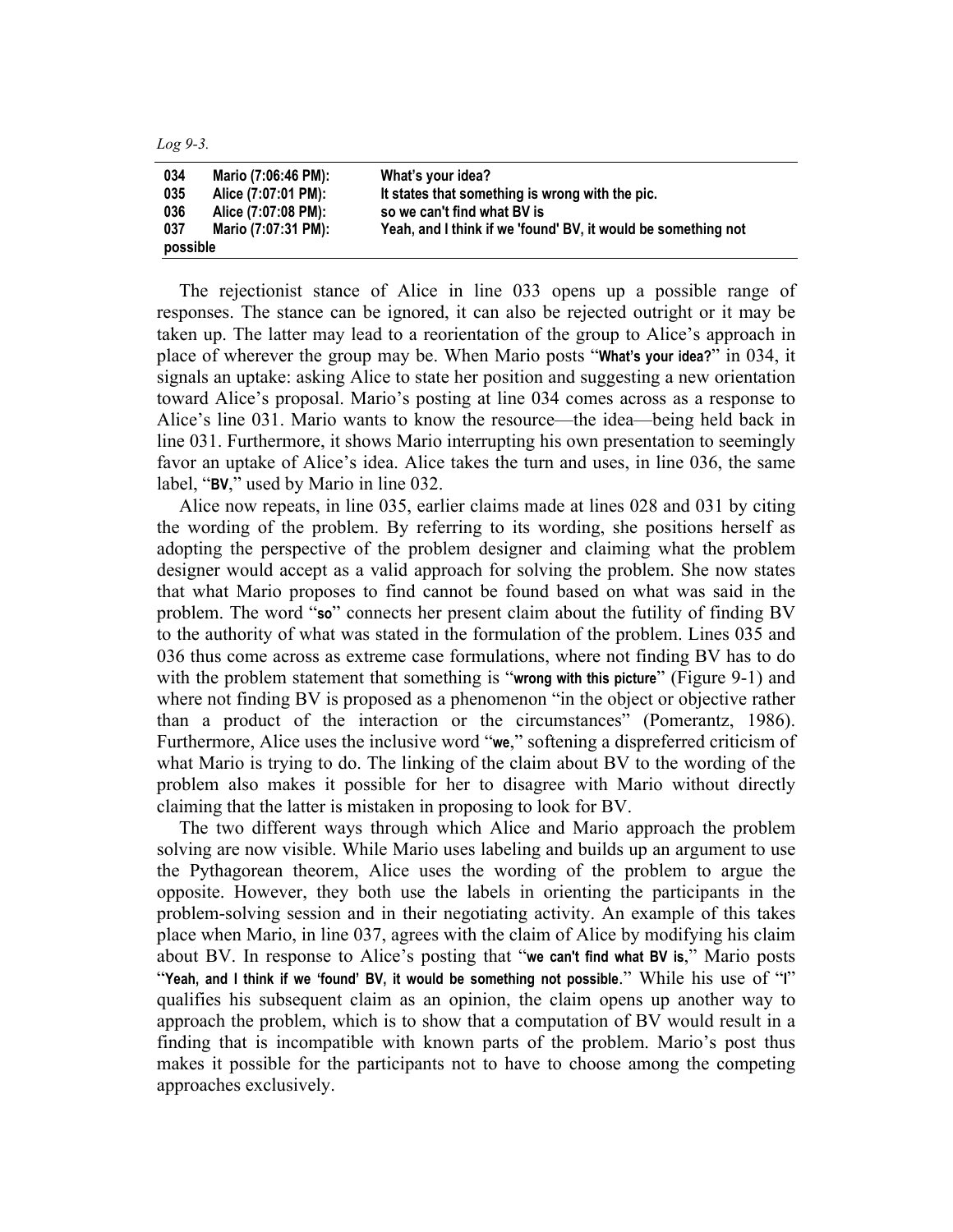*Log 9-3.*

| | | |
|---|---|---|
| 034 | Mario (7:06:46 PM): | What's your idea? |
| 035 | Alice (7:07:01 PM): | It states that something is wrong with the pic. |
| 036 | Alice (7:07:08 PM): | so we can't find what BV is |
| 037 | Mario (7:07:31 PM): | Yeah, and I think if we 'found' BV, it would be something not possible |

The rejectionist stance of Alice in line 033 opens up a possible range of responses. The stance can be ignored, it can also be rejected outright or it may be taken up. The latter may lead to a reorientation of the group to Alice's approach in place of wherever the group may be. When Mario posts "**What's your idea?**" in 034, it signals an uptake: asking Alice to state her position and suggesting a new orientation toward Alice's proposal. Mario's posting at line 034 comes across as a response to Alice's line 031. Mario wants to know the resource—the idea—being held back in line 031. Furthermore, it shows Mario interrupting his own presentation to seemingly favor an uptake of Alice's idea. Alice takes the turn and uses, in line 036, the same label, "**BV**," used by Mario in line 032.

Alice now repeats, in line 035, earlier claims made at lines 028 and 031 by citing the wording of the problem. By referring to its wording, she positions herself as adopting the perspective of the problem designer and claiming what the problem designer would accept as a valid approach for solving the problem. She now states that what Mario proposes to find cannot be found based on what was said in the problem. The word "**so**" connects her present claim about the futility of finding BV to the authority of what was stated in the formulation of the problem. Lines 035 and 036 thus come across as extreme case formulations, where not finding BV has to do with the problem statement that something is "**wrong with this picture**" (Figure 9-1) and where not finding BV is proposed as a phenomenon "in the object or objective rather than a product of the interaction or the circumstances" (Pomerantz, 1986). Furthermore, Alice uses the inclusive word "**we**," softening a dispreferred criticism of what Mario is trying to do. The linking of the claim about BV to the wording of the problem also makes it possible for her to disagree with Mario without directly claiming that the latter is mistaken in proposing to look for BV.

The two different ways through which Alice and Mario approach the problem solving are now visible. While Mario uses labeling and builds up an argument to use the Pythagorean theorem, Alice uses the wording of the problem to argue the opposite. However, they both use the labels in orienting the participants in the problem-solving session and in their negotiating activity. An example of this takes place when Mario, in line 037, agrees with the claim of Alice by modifying his claim about BV. In response to Alice's posting that "**we can't find what BV is**," Mario posts "**Yeah, and I think if we 'found' BV, it would be something not possible**." While his use of "**I**" qualifies his subsequent claim as an opinion, the claim opens up another way to approach the problem, which is to show that a computation of BV would result in a finding that is incompatible with known parts of the problem. Mario's post thus makes it possible for the participants not to have to choose among the competing approaches exclusively.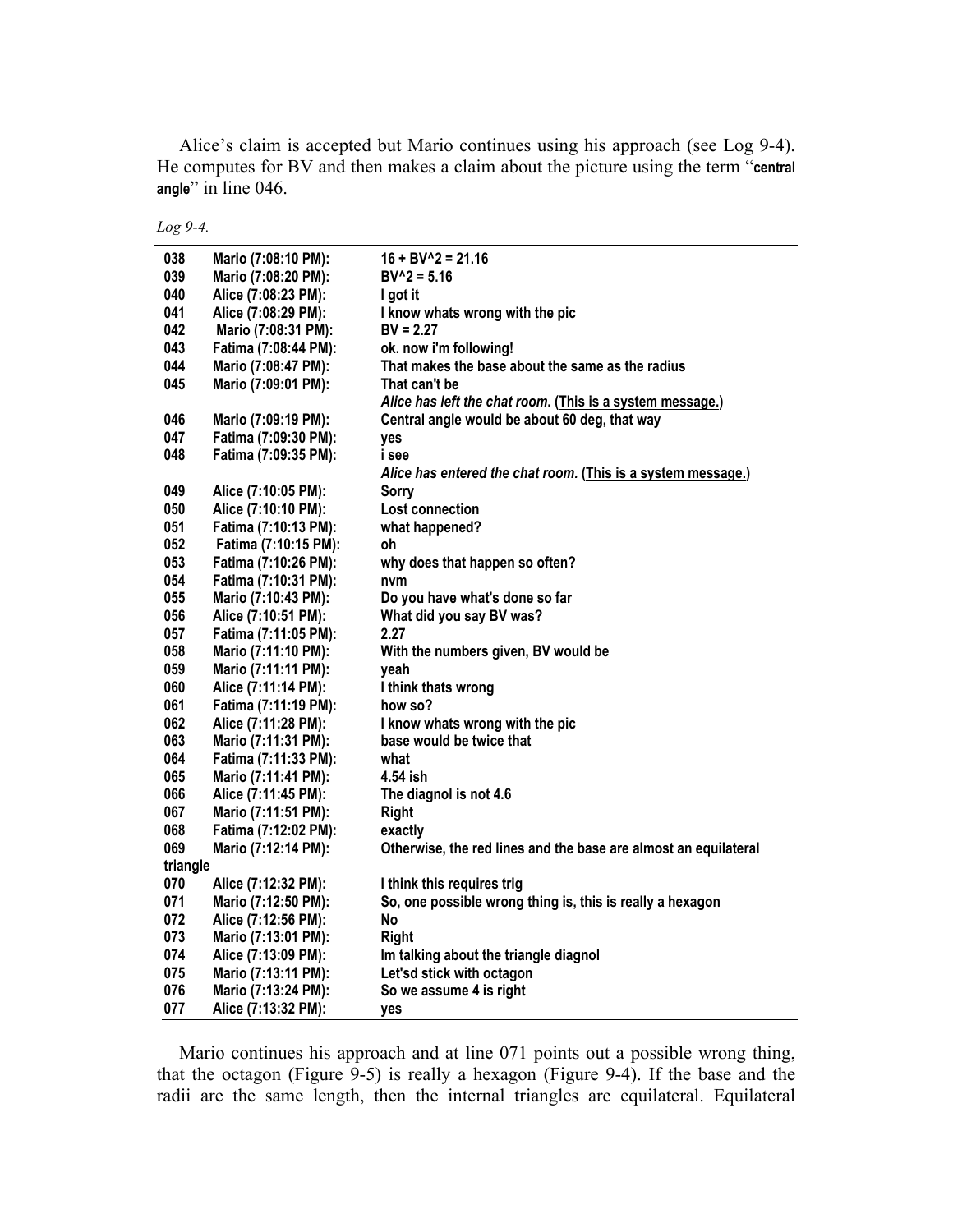Alice's claim is accepted but Mario continues using his approach (see Log 9-4). He computes for BV and then makes a claim about the picture using the term "**central angle**" in line 046.

*Log 9-4.*

| | | |
|---|---|---|
| **038** | **Mario (7:08:10 PM):** | **16 + BV^2 = 21.16** |
| **039** | **Mario (7:08:20 PM):** | **BV^2 = 5.16** |
| **040** | **Alice (7:08:23 PM):** | **I got it** |
| **041** | **Alice (7:08:29 PM):** | **I know whats wrong with the pic** |
| **042** | **Mario (7:08:31 PM):** | **BV = 2.27** |
| **043** | **Fatima (7:08:44 PM):** | **ok. now i'm following!** |
| **044** | **Mario (7:08:47 PM):** | **That makes the base about the same as the radius** |
| **045** | **Mario (7:09:01 PM):** | **That can't be** |
| | | ***Alice has left the chat room.* (This is a system message.)** |
| **046** | **Mario (7:09:19 PM):** | **Central angle would be about 60 deg, that way** |
| **047** | **Fatima (7:09:30 PM):** | **yes** |
| **048** | **Fatima (7:09:35 PM):** | **i see** |
| | | ***Alice has entered the chat room.* (This is a system message.)** |
| **049** | **Alice (7:10:05 PM):** | **Sorry** |
| **050** | **Alice (7:10:10 PM):** | **Lost connection** |
| **051** | **Fatima (7:10:13 PM):** | **what happened?** |
| **052** | **Fatima (7:10:15 PM):** | **oh** |
| **053** | **Fatima (7:10:26 PM):** | **why does that happen so often?** |
| **054** | **Fatima (7:10:31 PM):** | **nvm** |
| **055** | **Mario (7:10:43 PM):** | **Do you have what's done so far** |
| **056** | **Alice (7:10:51 PM):** | **What did you say BV was?** |
| **057** | **Fatima (7:11:05 PM):** | **2.27** |
| **058** | **Mario (7:11:10 PM):** | **With the numbers given, BV would be** |
| **059** | **Mario (7:11:11 PM):** | **yeah** |
| **060** | **Alice (7:11:14 PM):** | **I think thats wrong** |
| **061** | **Fatima (7:11:19 PM):** | **how so?** |
| **062** | **Alice (7:11:28 PM):** | **I know whats wrong with the pic** |
| **063** | **Mario (7:11:31 PM):** | **base would be twice that** |
| **064** | **Fatima (7:11:33 PM):** | **what** |
| **065** | **Mario (7:11:41 PM):** | **4.54 ish** |
| **066** | **Alice (7:11:45 PM):** | **The diagnol is not 4.6** |
| **067** | **Mario (7:11:51 PM):** | **Right** |
| **068** | **Fatima (7:12:02 PM):** | **exactly** |
| **069** | **Mario (7:12:14 PM):** | **Otherwise, the red lines and the base are almost an equilateral triangle** |
| **070** | **Alice (7:12:32 PM):** | **I think this requires trig** |
| **071** | **Mario (7:12:50 PM):** | **So, one possible wrong thing is, this is really a hexagon** |
| **072** | **Alice (7:12:56 PM):** | **No** |
| **073** | **Mario (7:13:01 PM):** | **Right** |
| **074** | **Alice (7:13:09 PM):** | **Im talking about the triangle diagnol** |
| **075** | **Mario (7:13:11 PM):** | **Let'sd stick with octagon** |
| **076** | **Mario (7:13:24 PM):** | **So we assume 4 is right** |
| **077** | **Alice (7:13:32 PM):** | **yes** |

Mario continues his approach and at line 071 points out a possible wrong thing, that the octagon (Figure 9-5) is really a hexagon (Figure 9-4). If the base and the radii are the same length, then the internal triangles are equilateral. Equilateral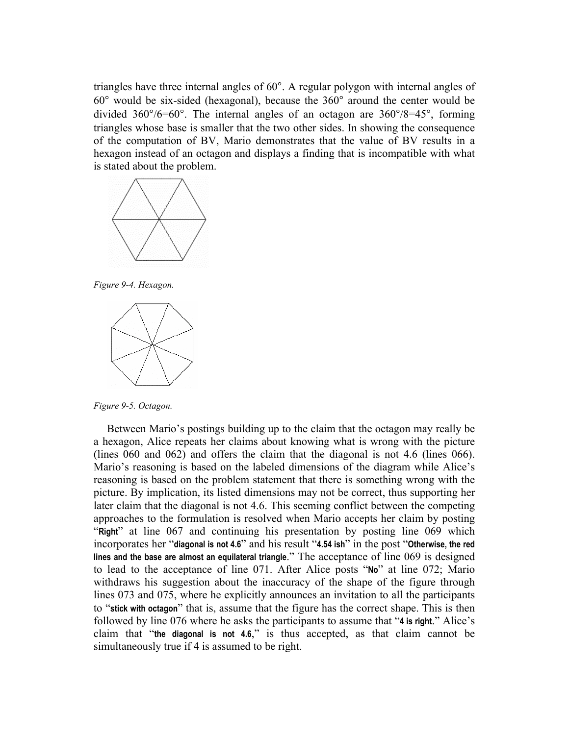triangles have three internal angles of 60°. A regular polygon with internal angles of 60° would be six-sided (hexagonal), because the 360° around the center would be divided 360°/6=60°. The internal angles of an octagon are 360°/8=45°, forming triangles whose base is smaller that the two other sides. In showing the consequence of the computation of BV, Mario demonstrates that the value of BV results in a hexagon instead of an octagon and displays a finding that is incompatible with what is stated about the problem.

*Figure 9-4. Hexagon.*

*Figure 9-5. Octagon.*

Between Mario's postings building up to the claim that the octagon may really be a hexagon, Alice repeats her claims about knowing what is wrong with the picture (lines 060 and 062) and offers the claim that the diagonal is not 4.6 (lines 066). Mario's reasoning is based on the labeled dimensions of the diagram while Alice's reasoning is based on the problem statement that there is something wrong with the picture. By implication, its listed dimensions may not be correct, thus supporting her later claim that the diagonal is not 4.6. This seeming conflict between the competing approaches to the formulation is resolved when Mario accepts her claim by posting "**Right**" at line 067 and continuing his presentation by posting line 069 which incorporates her "**diagonal is not 4.6**" and his result "**4.54 ish**" in the post "**Otherwise, the red lines and the base are almost an equilateral triangle**." The acceptance of line 069 is designed to lead to the acceptance of line 071. After Alice posts "**No**" at line 072; Mario withdraws his suggestion about the inaccuracy of the shape of the figure through lines 073 and 075, where he explicitly announces an invitation to all the participants to "**stick with octagon**" that is, assume that the figure has the correct shape. This is then followed by line 076 where he asks the participants to assume that "**4 is right.**" Alice's claim that "**the diagonal is not 4.6,**" is thus accepted, as that claim cannot be simultaneously true if 4 is assumed to be right.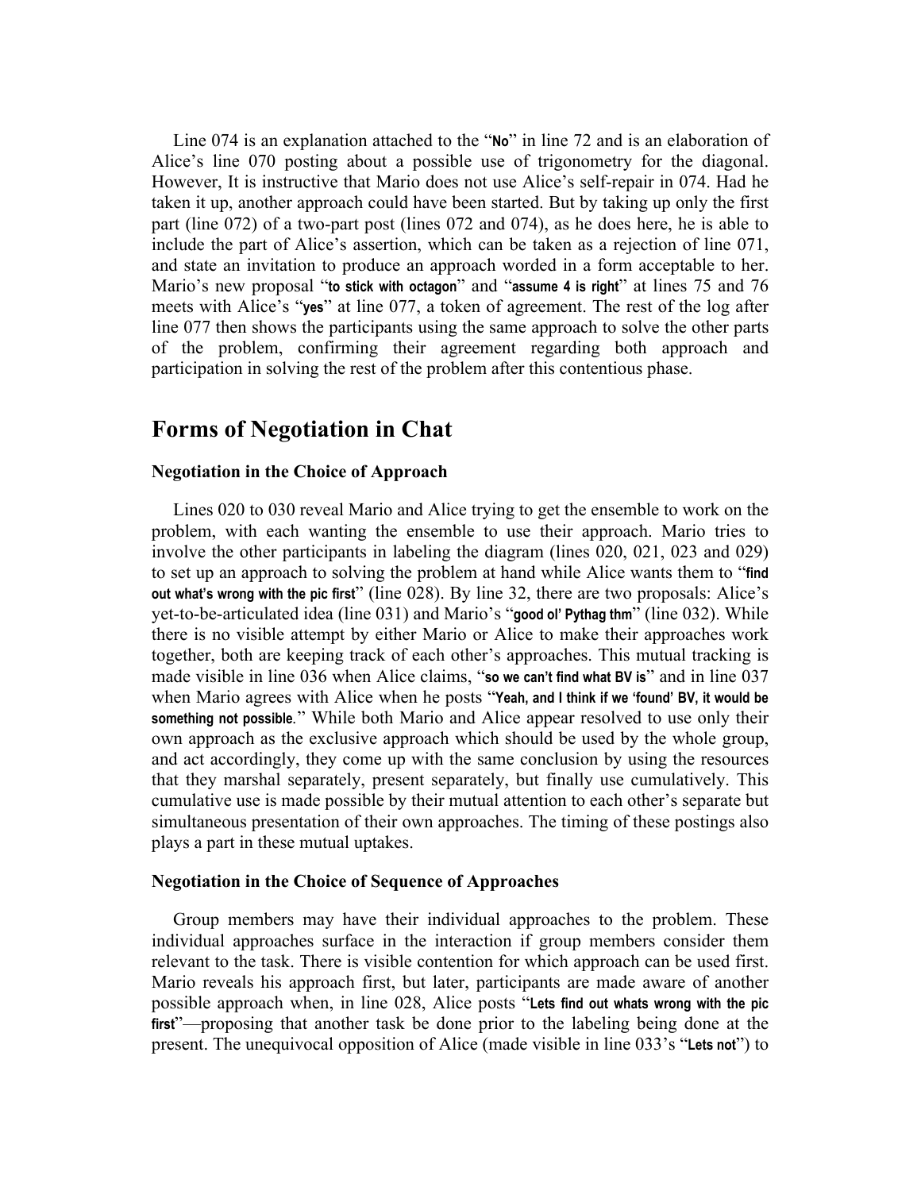Line 074 is an explanation attached to the "**No**" in line 72 and is an elaboration of Alice's line 070 posting about a possible use of trigonometry for the diagonal. However, It is instructive that Mario does not use Alice's self-repair in 074. Had he taken it up, another approach could have been started. But by taking up only the first part (line 072) of a two-part post (lines 072 and 074), as he does here, he is able to include the part of Alice's assertion, which can be taken as a rejection of line 071, and state an invitation to produce an approach worded in a form acceptable to her. Mario's new proposal "**to stick with octagon**" and "**assume 4 is right**" at lines 75 and 76 meets with Alice's "**yes**" at line 077, a token of agreement. The rest of the log after line 077 then shows the participants using the same approach to solve the other parts of the problem, confirming their agreement regarding both approach and participation in solving the rest of the problem after this contentious phase.

## Forms of Negotiation in Chat

### Negotiation in the Choice of Approach

Lines 020 to 030 reveal Mario and Alice trying to get the ensemble to work on the problem, with each wanting the ensemble to use their approach. Mario tries to involve the other participants in labeling the diagram (lines 020, 021, 023 and 029) to set up an approach to solving the problem at hand while Alice wants them to "**find out what's wrong with the pic first**" (line 028). By line 32, there are two proposals: Alice's yet-to-be-articulated idea (line 031) and Mario's "**good ol' Pythag thm**" (line 032). While there is no visible attempt by either Mario or Alice to make their approaches work together, both are keeping track of each other's approaches. This mutual tracking is made visible in line 036 when Alice claims, "**so we can't find what BV is**" and in line 037 when Mario agrees with Alice when he posts "**Yeah, and I think if we 'found' BV, it would be something not possible.**" While both Mario and Alice appear resolved to use only their own approach as the exclusive approach which should be used by the whole group, and act accordingly, they come up with the same conclusion by using the resources that they marshal separately, present separately, but finally use cumulatively. This cumulative use is made possible by their mutual attention to each other's separate but simultaneous presentation of their own approaches. The timing of these postings also plays a part in these mutual uptakes.

### Negotiation in the Choice of Sequence of Approaches

Group members may have their individual approaches to the problem. These individual approaches surface in the interaction if group members consider them relevant to the task. There is visible contention for which approach can be used first. Mario reveals his approach first, but later, participants are made aware of another possible approach when, in line 028, Alice posts "**Lets find out whats wrong with the pic first**"—proposing that another task be done prior to the labeling being done at the present. The unequivocal opposition of Alice (made visible in line 033's "**Lets not**") to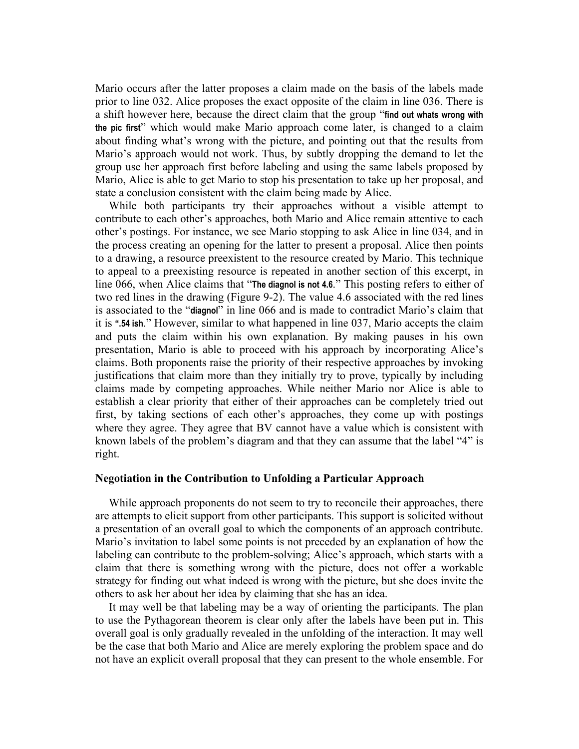Mario occurs after the latter proposes a claim made on the basis of the labels made prior to line 032. Alice proposes the exact opposite of the claim in line 036. There is a shift however here, because the direct claim that the group "**find out whats wrong with the pic first**" which would make Mario approach come later, is changed to a claim about finding what's wrong with the picture, and pointing out that the results from Mario's approach would not work. Thus, by subtly dropping the demand to let the group use her approach first before labeling and using the same labels proposed by Mario, Alice is able to get Mario to stop his presentation to take up her proposal, and state a conclusion consistent with the claim being made by Alice.

While both participants try their approaches without a visible attempt to contribute to each other's approaches, both Mario and Alice remain attentive to each other's postings. For instance, we see Mario stopping to ask Alice in line 034, and in the process creating an opening for the latter to present a proposal. Alice then points to a drawing, a resource preexistent to the resource created by Mario. This technique to appeal to a preexisting resource is repeated in another section of this excerpt, in line 066, when Alice claims that "**The diagnol is not 4.6**." This posting refers to either of two red lines in the drawing (Figure 9-2). The value 4.6 associated with the red lines is associated to the "**diagnol**" in line 066 and is made to contradict Mario's claim that it is "**.54 ish**." However, similar to what happened in line 037, Mario accepts the claim and puts the claim within his own explanation. By making pauses in his own presentation, Mario is able to proceed with his approach by incorporating Alice's claims. Both proponents raise the priority of their respective approaches by invoking justifications that claim more than they initially try to prove, typically by including claims made by competing approaches. While neither Mario nor Alice is able to establish a clear priority that either of their approaches can be completely tried out first, by taking sections of each other's approaches, they come up with postings where they agree. They agree that BV cannot have a value which is consistent with known labels of the problem's diagram and that they can assume that the label "4" is right.

### Negotiation in the Contribution to Unfolding a Particular Approach

While approach proponents do not seem to try to reconcile their approaches, there are attempts to elicit support from other participants. This support is solicited without a presentation of an overall goal to which the components of an approach contribute. Mario's invitation to label some points is not preceded by an explanation of how the labeling can contribute to the problem-solving; Alice's approach, which starts with a claim that there is something wrong with the picture, does not offer a workable strategy for finding out what indeed is wrong with the picture, but she does invite the others to ask her about her idea by claiming that she has an idea.

It may well be that labeling may be a way of orienting the participants. The plan to use the Pythagorean theorem is clear only after the labels have been put in. This overall goal is only gradually revealed in the unfolding of the interaction. It may well be the case that both Mario and Alice are merely exploring the problem space and do not have an explicit overall proposal that they can present to the whole ensemble. For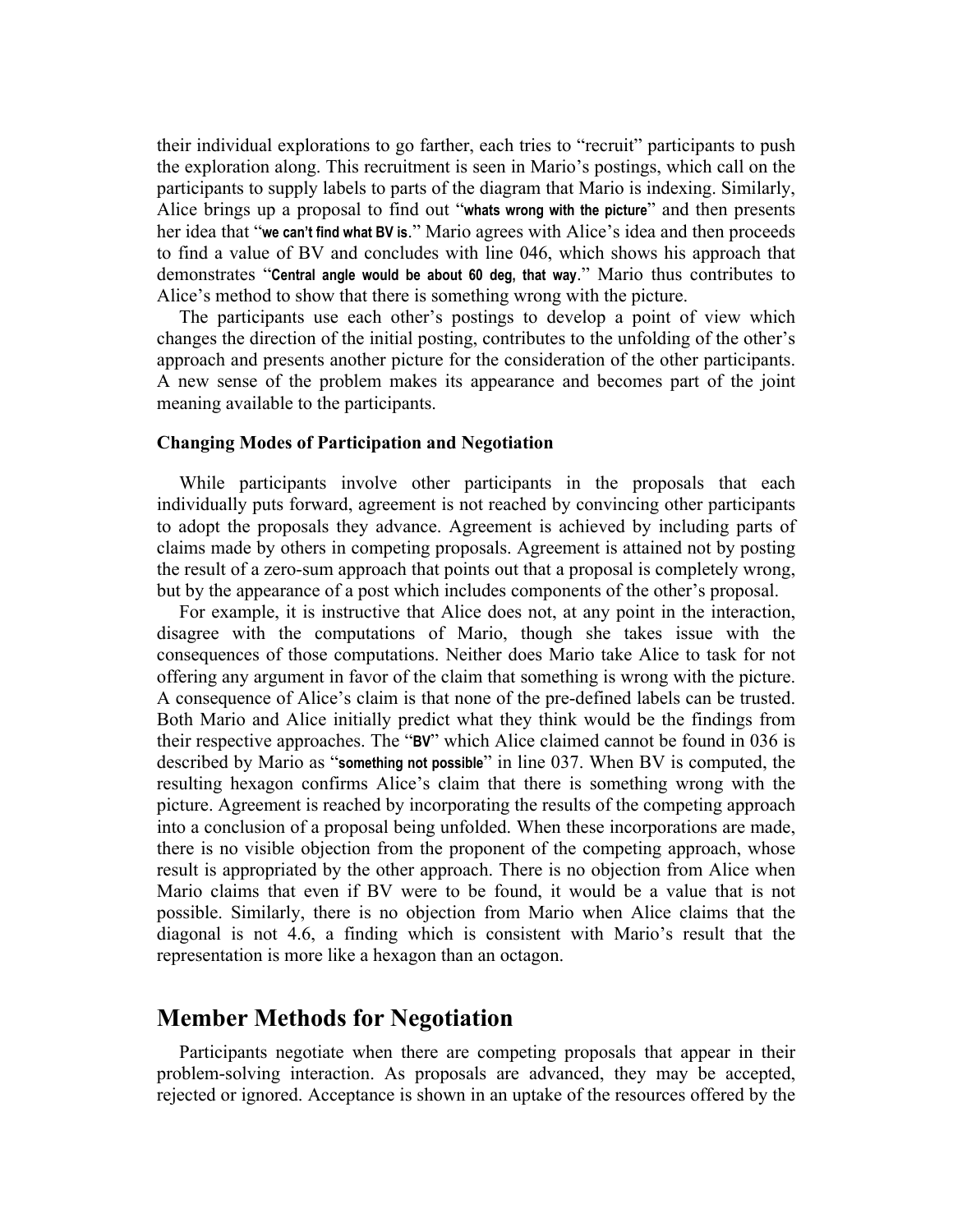their individual explorations to go farther, each tries to "recruit" participants to push the exploration along. This recruitment is seen in Mario's postings, which call on the participants to supply labels to parts of the diagram that Mario is indexing. Similarly, Alice brings up a proposal to find out "**whats wrong with the picture**" and then presents her idea that "**we can't find what BV is**." Mario agrees with Alice's idea and then proceeds to find a value of BV and concludes with line 046, which shows his approach that demonstrates "**Central angle would be about 60 deg, that way**." Mario thus contributes to Alice's method to show that there is something wrong with the picture.

The participants use each other's postings to develop a point of view which changes the direction of the initial posting, contributes to the unfolding of the other's approach and presents another picture for the consideration of the other participants. A new sense of the problem makes its appearance and becomes part of the joint meaning available to the participants.

### Changing Modes of Participation and Negotiation

While participants involve other participants in the proposals that each individually puts forward, agreement is not reached by convincing other participants to adopt the proposals they advance. Agreement is achieved by including parts of claims made by others in competing proposals. Agreement is attained not by posting the result of a zero-sum approach that points out that a proposal is completely wrong, but by the appearance of a post which includes components of the other's proposal.

For example, it is instructive that Alice does not, at any point in the interaction, disagree with the computations of Mario, though she takes issue with the consequences of those computations. Neither does Mario take Alice to task for not offering any argument in favor of the claim that something is wrong with the picture. A consequence of Alice's claim is that none of the pre-defined labels can be trusted. Both Mario and Alice initially predict what they think would be the findings from their respective approaches. The "**BV**" which Alice claimed cannot be found in 036 is described by Mario as "**something not possible**" in line 037. When BV is computed, the resulting hexagon confirms Alice's claim that there is something wrong with the picture. Agreement is reached by incorporating the results of the competing approach into a conclusion of a proposal being unfolded. When these incorporations are made, there is no visible objection from the proponent of the competing approach, whose result is appropriated by the other approach. There is no objection from Alice when Mario claims that even if BV were to be found, it would be a value that is not possible. Similarly, there is no objection from Mario when Alice claims that the diagonal is not 4.6, a finding which is consistent with Mario's result that the representation is more like a hexagon than an octagon.

## Member Methods for Negotiation

Participants negotiate when there are competing proposals that appear in their problem-solving interaction. As proposals are advanced, they may be accepted, rejected or ignored. Acceptance is shown in an uptake of the resources offered by the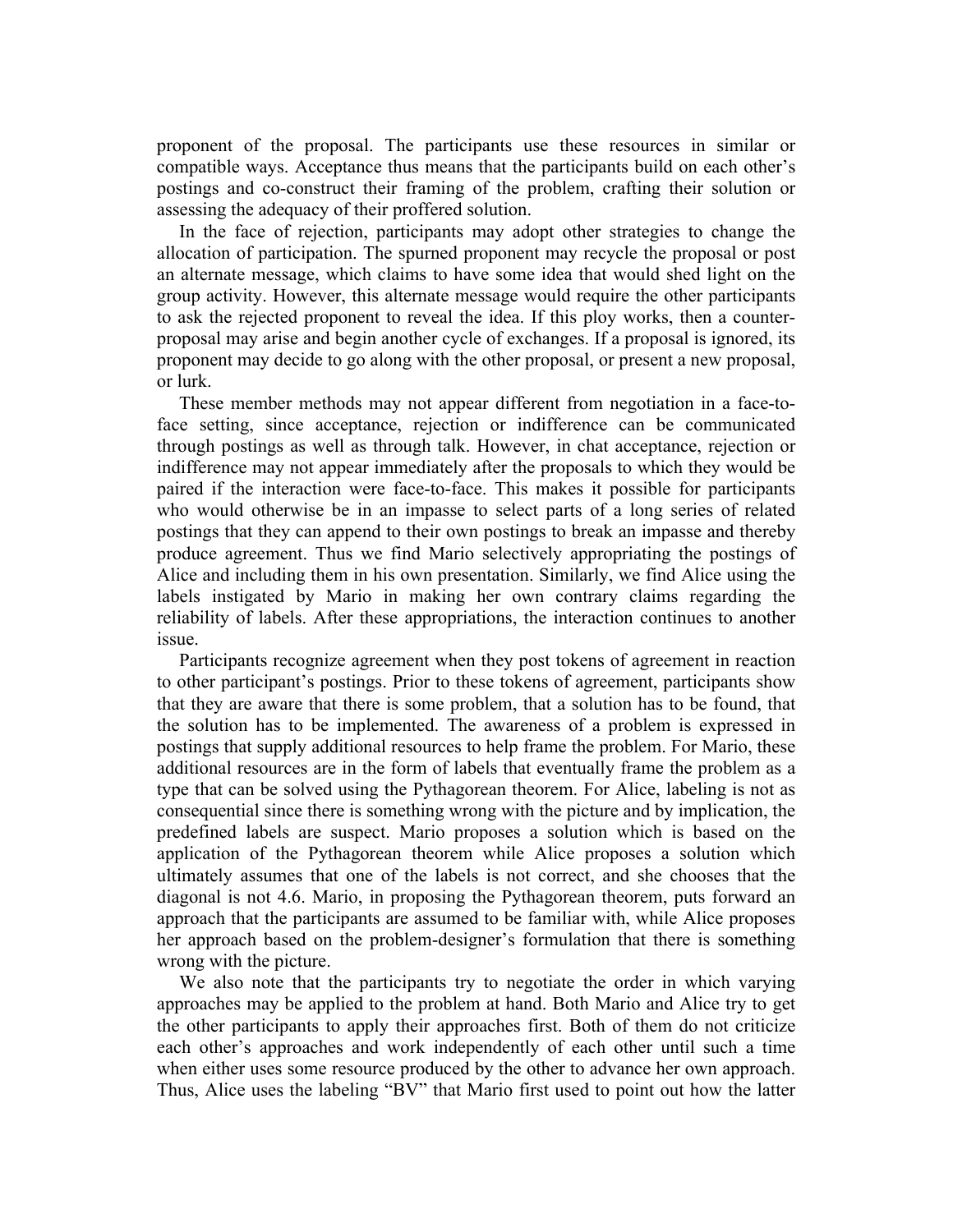proponent of the proposal. The participants use these resources in similar or compatible ways. Acceptance thus means that the participants build on each other's postings and co-construct their framing of the problem, crafting their solution or assessing the adequacy of their proffered solution.

In the face of rejection, participants may adopt other strategies to change the allocation of participation. The spurned proponent may recycle the proposal or post an alternate message, which claims to have some idea that would shed light on the group activity. However, this alternate message would require the other participants to ask the rejected proponent to reveal the idea. If this ploy works, then a counter-proposal may arise and begin another cycle of exchanges. If a proposal is ignored, its proponent may decide to go along with the other proposal, or present a new proposal, or lurk.

These member methods may not appear different from negotiation in a face-to-face setting, since acceptance, rejection or indifference can be communicated through postings as well as through talk. However, in chat acceptance, rejection or indifference may not appear immediately after the proposals to which they would be paired if the interaction were face-to-face. This makes it possible for participants who would otherwise be in an impasse to select parts of a long series of related postings that they can append to their own postings to break an impasse and thereby produce agreement. Thus we find Mario selectively appropriating the postings of Alice and including them in his own presentation. Similarly, we find Alice using the labels instigated by Mario in making her own contrary claims regarding the reliability of labels. After these appropriations, the interaction continues to another issue.

Participants recognize agreement when they post tokens of agreement in reaction to other participant's postings. Prior to these tokens of agreement, participants show that they are aware that there is some problem, that a solution has to be found, that the solution has to be implemented. The awareness of a problem is expressed in postings that supply additional resources to help frame the problem. For Mario, these additional resources are in the form of labels that eventually frame the problem as a type that can be solved using the Pythagorean theorem. For Alice, labeling is not as consequential since there is something wrong with the picture and by implication, the predefined labels are suspect. Mario proposes a solution which is based on the application of the Pythagorean theorem while Alice proposes a solution which ultimately assumes that one of the labels is not correct, and she chooses that the diagonal is not 4.6. Mario, in proposing the Pythagorean theorem, puts forward an approach that the participants are assumed to be familiar with, while Alice proposes her approach based on the problem-designer's formulation that there is something wrong with the picture.

We also note that the participants try to negotiate the order in which varying approaches may be applied to the problem at hand. Both Mario and Alice try to get the other participants to apply their approaches first. Both of them do not criticize each other's approaches and work independently of each other until such a time when either uses some resource produced by the other to advance her own approach. Thus, Alice uses the labeling "BV" that Mario first used to point out how the latter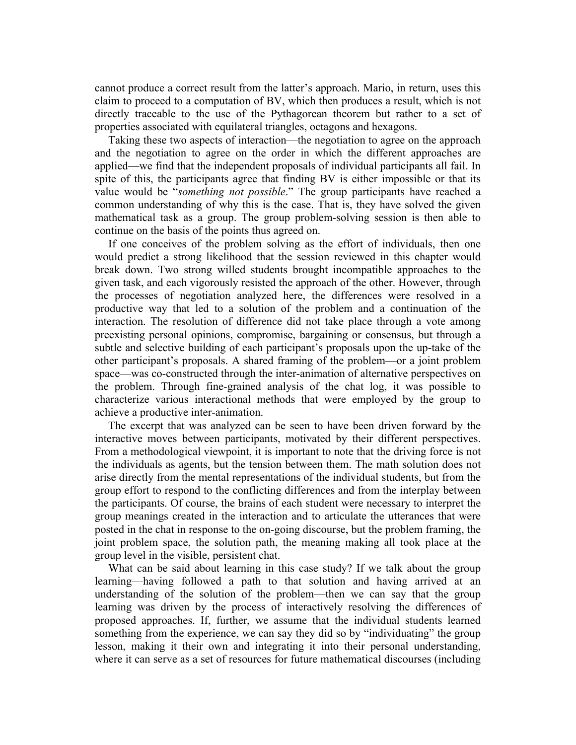cannot produce a correct result from the latter's approach. Mario, in return, uses this claim to proceed to a computation of BV, which then produces a result, which is not directly traceable to the use of the Pythagorean theorem but rather to a set of properties associated with equilateral triangles, octagons and hexagons.

Taking these two aspects of interaction—the negotiation to agree on the approach and the negotiation to agree on the order in which the different approaches are applied—we find that the independent proposals of individual participants all fail. In spite of this, the participants agree that finding BV is either impossible or that its value would be "*something not possible*." The group participants have reached a common understanding of why this is the case. That is, they have solved the given mathematical task as a group. The group problem-solving session is then able to continue on the basis of the points thus agreed on.

If one conceives of the problem solving as the effort of individuals, then one would predict a strong likelihood that the session reviewed in this chapter would break down. Two strong willed students brought incompatible approaches to the given task, and each vigorously resisted the approach of the other. However, through the processes of negotiation analyzed here, the differences were resolved in a productive way that led to a solution of the problem and a continuation of the interaction. The resolution of difference did not take place through a vote among preexisting personal opinions, compromise, bargaining or consensus, but through a subtle and selective building of each participant's proposals upon the up-take of the other participant's proposals. A shared framing of the problem—or a joint problem space—was co-constructed through the inter-animation of alternative perspectives on the problem. Through fine-grained analysis of the chat log, it was possible to characterize various interactional methods that were employed by the group to achieve a productive inter-animation.

The excerpt that was analyzed can be seen to have been driven forward by the interactive moves between participants, motivated by their different perspectives. From a methodological viewpoint, it is important to note that the driving force is not the individuals as agents, but the tension between them. The math solution does not arise directly from the mental representations of the individual students, but from the group effort to respond to the conflicting differences and from the interplay between the participants. Of course, the brains of each student were necessary to interpret the group meanings created in the interaction and to articulate the utterances that were posted in the chat in response to the on-going discourse, but the problem framing, the joint problem space, the solution path, the meaning making all took place at the group level in the visible, persistent chat.

What can be said about learning in this case study? If we talk about the group learning—having followed a path to that solution and having arrived at an understanding of the solution of the problem—then we can say that the group learning was driven by the process of interactively resolving the differences of proposed approaches. If, further, we assume that the individual students learned something from the experience, we can say they did so by "individuating" the group lesson, making it their own and integrating it into their personal understanding, where it can serve as a set of resources for future mathematical discourses (including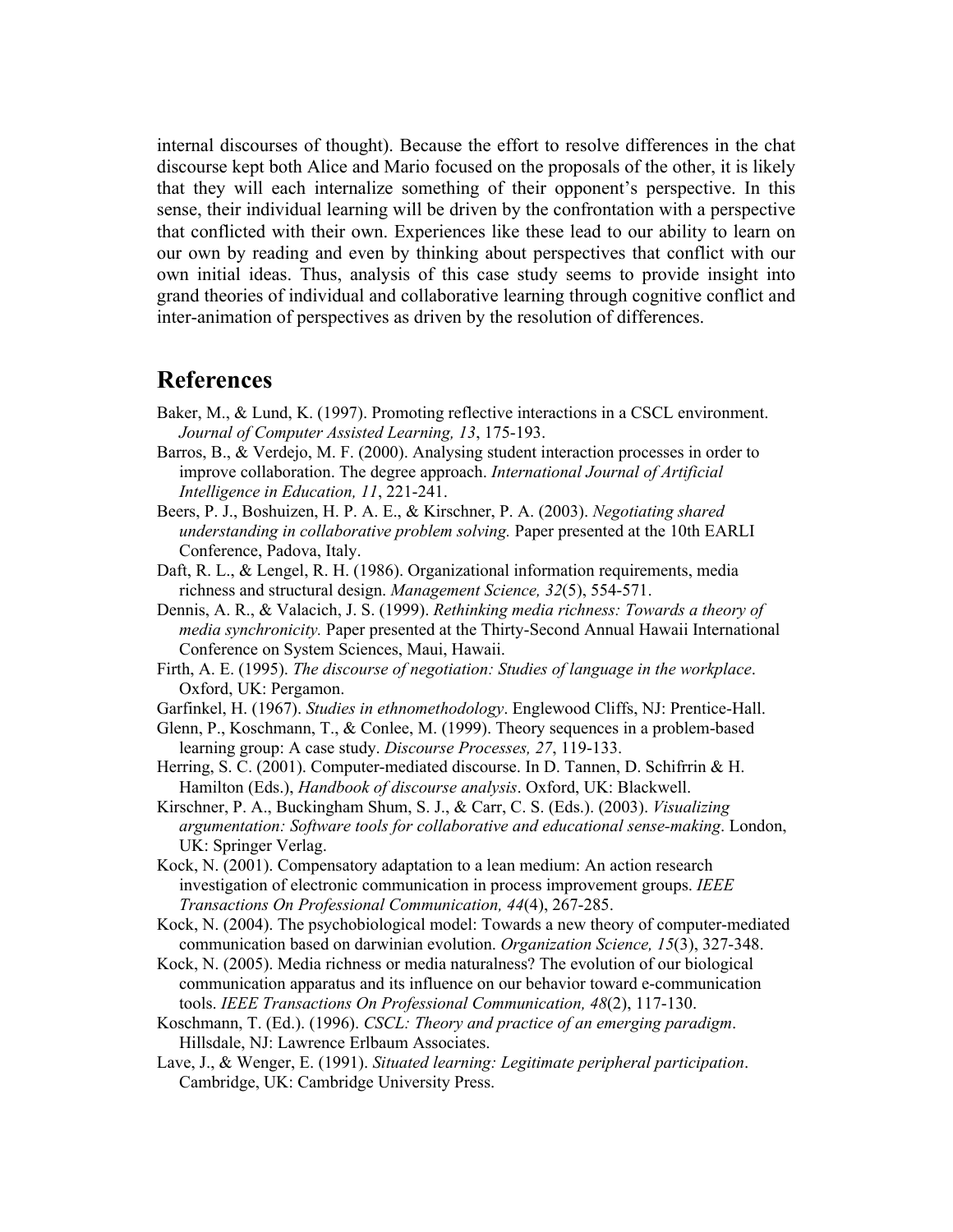internal discourses of thought). Because the effort to resolve differences in the chat discourse kept both Alice and Mario focused on the proposals of the other, it is likely that they will each internalize something of their opponent's perspective. In this sense, their individual learning will be driven by the confrontation with a perspective that conflicted with their own. Experiences like these lead to our ability to learn on our own by reading and even by thinking about perspectives that conflict with our own initial ideas. Thus, analysis of this case study seems to provide insight into grand theories of individual and collaborative learning through cognitive conflict and inter-animation of perspectives as driven by the resolution of differences.

## References

Baker, M., & Lund, K. (1997). Promoting reflective interactions in a CSCL environment. *Journal of Computer Assisted Learning, 13*, 175-193.

Barros, B., & Verdejo, M. F. (2000). Analysing student interaction processes in order to improve collaboration. The degree approach. *International Journal of Artificial Intelligence in Education, 11*, 221-241.

Beers, P. J., Boshuizen, H. P. A. E., & Kirschner, P. A. (2003). *Negotiating shared understanding in collaborative problem solving.* Paper presented at the 10th EARLI Conference, Padova, Italy.

Daft, R. L., & Lengel, R. H. (1986). Organizational information requirements, media richness and structural design. *Management Science, 32*(5), 554-571.

Dennis, A. R., & Valacich, J. S. (1999). *Rethinking media richness: Towards a theory of media synchronicity.* Paper presented at the Thirty-Second Annual Hawaii International Conference on System Sciences, Maui, Hawaii.

Firth, A. E. (1995). *The discourse of negotiation: Studies of language in the workplace*. Oxford, UK: Pergamon.

Garfinkel, H. (1967). *Studies in ethnomethodology*. Englewood Cliffs, NJ: Prentice-Hall.

Glenn, P., Koschmann, T., & Conlee, M. (1999). Theory sequences in a problem-based learning group: A case study. *Discourse Processes, 27*, 119-133.

Herring, S. C. (2001). Computer-mediated discourse. In D. Tannen, D. Schifrrin & H. Hamilton (Eds.), *Handbook of discourse analysis*. Oxford, UK: Blackwell.

Kirschner, P. A., Buckingham Shum, S. J., & Carr, C. S. (Eds.). (2003). *Visualizing argumentation: Software tools for collaborative and educational sense-making*. London, UK: Springer Verlag.

Kock, N. (2001). Compensatory adaptation to a lean medium: An action research investigation of electronic communication in process improvement groups. *IEEE Transactions On Professional Communication, 44*(4), 267-285.

Kock, N. (2004). The psychobiological model: Towards a new theory of computer-mediated communication based on darwinian evolution. *Organization Science, 15*(3), 327-348.

Kock, N. (2005). Media richness or media naturalness? The evolution of our biological communication apparatus and its influence on our behavior toward e-communication tools. *IEEE Transactions On Professional Communication, 48*(2), 117-130.

Koschmann, T. (Ed.). (1996). *CSCL: Theory and practice of an emerging paradigm*. Hillsdale, NJ: Lawrence Erlbaum Associates.

Lave, J., & Wenger, E. (1991). *Situated learning: Legitimate peripheral participation*. Cambridge, UK: Cambridge University Press.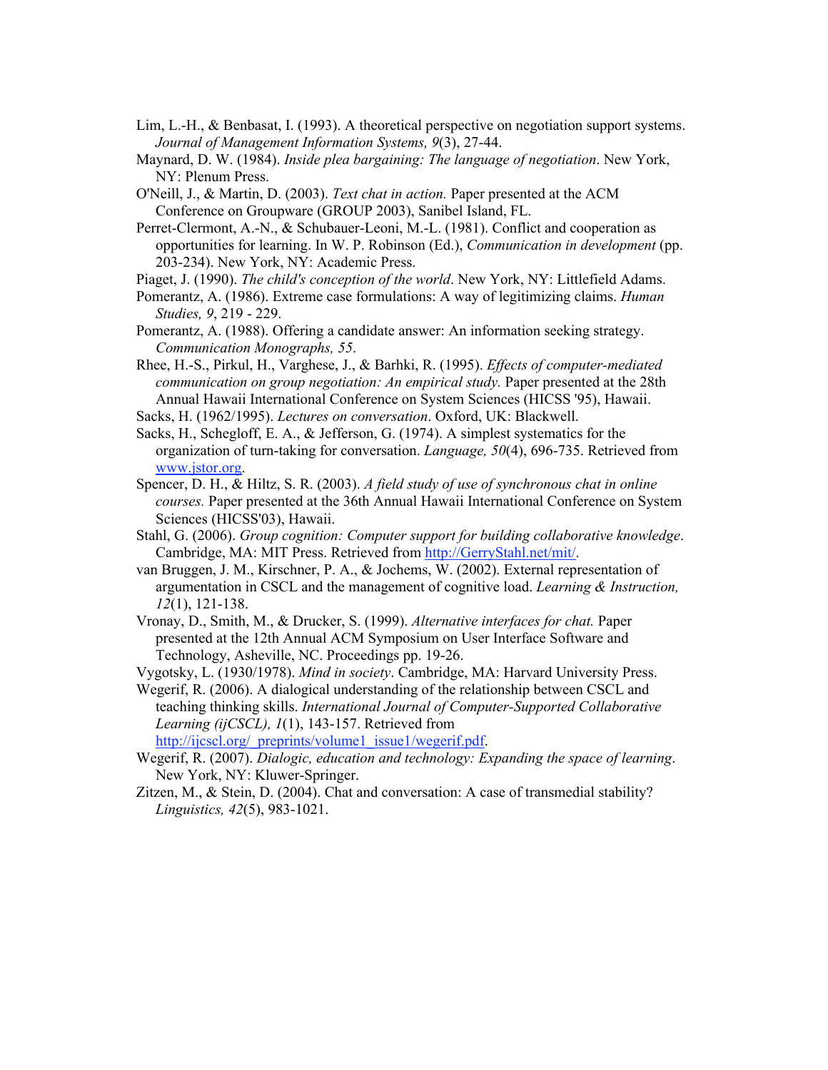Lim, L.-H., & Benbasat, I. (1993). A theoretical perspective on negotiation support systems. *Journal of Management Information Systems, 9*(3), 27-44.

Maynard, D. W. (1984). *Inside plea bargaining: The language of negotiation*. New York, NY: Plenum Press.

O'Neill, J., & Martin, D. (2003). *Text chat in action.* Paper presented at the ACM Conference on Groupware (GROUP 2003), Sanibel Island, FL.

Perret-Clermont, A.-N., & Schubauer-Leoni, M.-L. (1981). Conflict and cooperation as opportunities for learning. In W. P. Robinson (Ed.), *Communication in development* (pp. 203-234). New York, NY: Academic Press.

Piaget, J. (1990). *The child's conception of the world*. New York, NY: Littlefield Adams.

Pomerantz, A. (1986). Extreme case formulations: A way of legitimizing claims. *Human Studies, 9*, 219 - 229.

Pomerantz, A. (1988). Offering a candidate answer: An information seeking strategy. *Communication Monographs, 55*.

Rhee, H.-S., Pirkul, H., Varghese, J., & Barhki, R. (1995). *Effects of computer-mediated communication on group negotiation: An empirical study.* Paper presented at the 28th Annual Hawaii International Conference on System Sciences (HICSS '95), Hawaii.

Sacks, H. (1962/1995). *Lectures on conversation*. Oxford, UK: Blackwell.

Sacks, H., Schegloff, E. A., & Jefferson, G. (1974). A simplest systematics for the organization of turn-taking for conversation. *Language, 50*(4), 696-735. Retrieved from www.jstor.org.

Spencer, D. H., & Hiltz, S. R. (2003). *A field study of use of synchronous chat in online courses.* Paper presented at the 36th Annual Hawaii International Conference on System Sciences (HICSS'03), Hawaii.

Stahl, G. (2006). *Group cognition: Computer support for building collaborative knowledge*. Cambridge, MA: MIT Press. Retrieved from http://GerryStahl.net/mit/.

van Bruggen, J. M., Kirschner, P. A., & Jochems, W. (2002). External representation of argumentation in CSCL and the management of cognitive load. *Learning & Instruction, 12*(1), 121-138.

Vronay, D., Smith, M., & Drucker, S. (1999). *Alternative interfaces for chat.* Paper presented at the 12th Annual ACM Symposium on User Interface Software and Technology, Asheville, NC. Proceedings pp. 19-26.

Vygotsky, L. (1930/1978). *Mind in society*. Cambridge, MA: Harvard University Press.

Wegerif, R. (2006). A dialogical understanding of the relationship between CSCL and teaching thinking skills. *International Journal of Computer-Supported Collaborative Learning (ijCSCL), 1*(1), 143-157. Retrieved from http://ijcscl.org/_preprints/volume1_issue1/wegerif.pdf.

Wegerif, R. (2007). *Dialogic, education and technology: Expanding the space of learning*. New York, NY: Kluwer-Springer.

Zitzen, M., & Stein, D. (2004). Chat and conversation: A case of transmedial stability? *Linguistics, 42*(5), 983-1021.